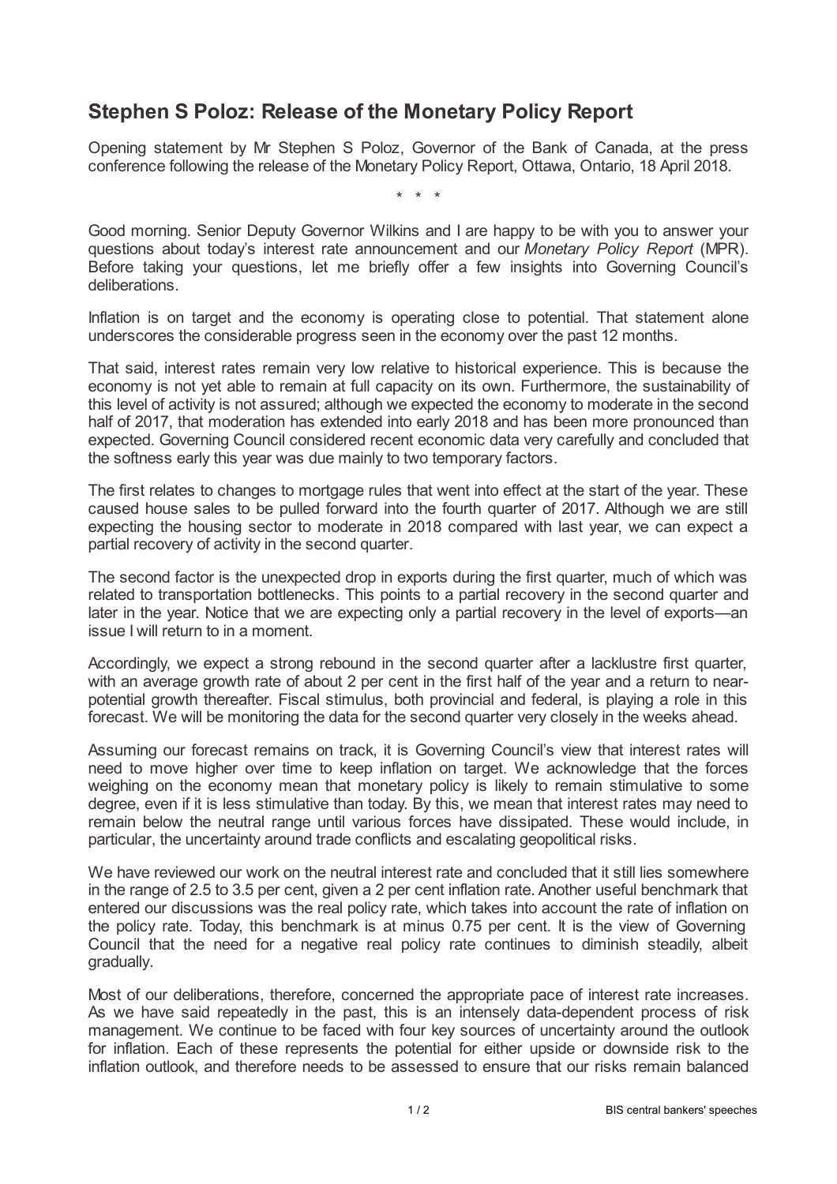# Stephen S Poloz: Release of the Monetary Policy Report

Opening statement by Mr Stephen S Poloz, Governor of the Bank of Canada, at the press conference following the release of the Monetary Policy Report, Ottawa, Ontario, 18 April 2018.

\* \* \*

Good morning. Senior Deputy Governor Wilkins and I are happy to be with you to answer your questions about today's interest rate announcement and our *Monetary Policy Report* (MPR). Before taking your questions, let me briefly offer a few insights into Governing Council's deliberations.

Inflation is on target and the economy is operating close to potential. That statement alone underscores the considerable progress seen in the economy over the past 12 months.

That said, interest rates remain very low relative to historical experience. This is because the economy is not yet able to remain at full capacity on its own. Furthermore, the sustainability of this level of activity is not assured; although we expected the economy to moderate in the second half of 2017, that moderation has extended into early 2018 and has been more pronounced than expected. Governing Council considered recent economic data very carefully and concluded that the softness early this year was due mainly to two temporary factors.

The first relates to changes to mortgage rules that went into effect at the start of the year. These caused house sales to be pulled forward into the fourth quarter of 2017. Although we are still expecting the housing sector to moderate in 2018 compared with last year, we can expect a partial recovery of activity in the second quarter.

The second factor is the unexpected drop in exports during the first quarter, much of which was related to transportation bottlenecks. This points to a partial recovery in the second quarter and later in the year. Notice that we are expecting only a partial recovery in the level of exports—an issue I will return to in a moment.

Accordingly, we expect a strong rebound in the second quarter after a lacklustre first quarter, with an average growth rate of about 2 per cent in the first half of the year and a return to near-potential growth thereafter. Fiscal stimulus, both provincial and federal, is playing a role in this forecast. We will be monitoring the data for the second quarter very closely in the weeks ahead.

Assuming our forecast remains on track, it is Governing Council's view that interest rates will need to move higher over time to keep inflation on target. We acknowledge that the forces weighing on the economy mean that monetary policy is likely to remain stimulative to some degree, even if it is less stimulative than today. By this, we mean that interest rates may need to remain below the neutral range until various forces have dissipated. These would include, in particular, the uncertainty around trade conflicts and escalating geopolitical risks.

We have reviewed our work on the neutral interest rate and concluded that it still lies somewhere in the range of 2.5 to 3.5 per cent, given a 2 per cent inflation rate. Another useful benchmark that entered our discussions was the real policy rate, which takes into account the rate of inflation on the policy rate. Today, this benchmark is at minus 0.75 per cent. It is the view of Governing Council that the need for a negative real policy rate continues to diminish steadily, albeit gradually.

Most of our deliberations, therefore, concerned the appropriate pace of interest rate increases. As we have said repeatedly in the past, this is an intensely data-dependent process of risk management. We continue to be faced with four key sources of uncertainty around the outlook for inflation. Each of these represents the potential for either upside or downside risk to the inflation outlook, and therefore needs to be assessed to ensure that our risks remain balanced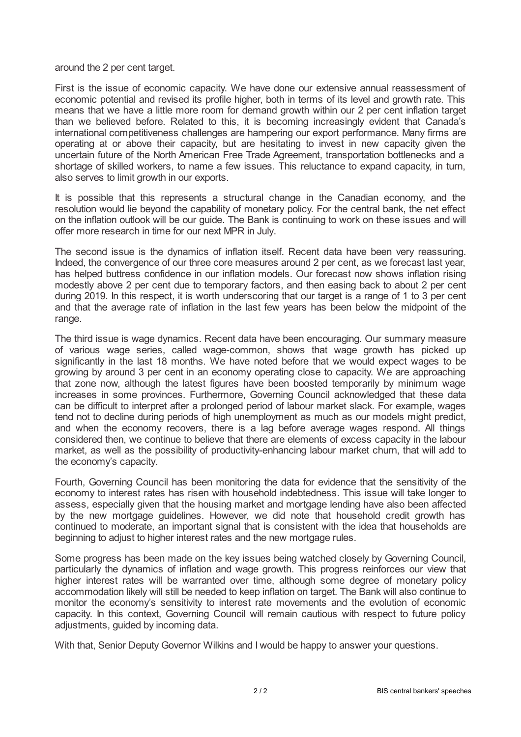around the 2 per cent target.

First is the issue of economic capacity. We have done our extensive annual reassessment of economic potential and revised its profile higher, both in terms of its level and growth rate. This means that we have a little more room for demand growth within our 2 per cent inflation target than we believed before. Related to this, it is becoming increasingly evident that Canada's international competitiveness challenges are hampering our export performance. Many firms are operating at or above their capacity, but are hesitating to invest in new capacity given the uncertain future of the North American Free Trade Agreement, transportation bottlenecks and a shortage of skilled workers, to name a few issues. This reluctance to expand capacity, in turn, also serves to limit growth in our exports.

It is possible that this represents a structural change in the Canadian economy, and the resolution would lie beyond the capability of monetary policy. For the central bank, the net effect on the inflation outlook will be our guide. The Bank is continuing to work on these issues and will offer more research in time for our next MPR in July.

The second issue is the dynamics of inflation itself. Recent data have been very reassuring. Indeed, the convergence of our three core measures around 2 per cent, as we forecast last year, has helped buttress confidence in our inflation models. Our forecast now shows inflation rising modestly above 2 per cent due to temporary factors, and then easing back to about 2 per cent during 2019. In this respect, it is worth underscoring that our target is a range of 1 to 3 per cent and that the average rate of inflation in the last few years has been below the midpoint of the range.

The third issue is wage dynamics. Recent data have been encouraging. Our summary measure of various wage series, called wage-common, shows that wage growth has picked up significantly in the last 18 months. We have noted before that we would expect wages to be growing by around 3 per cent in an economy operating close to capacity. We are approaching that zone now, although the latest figures have been boosted temporarily by minimum wage increases in some provinces. Furthermore, Governing Council acknowledged that these data can be difficult to interpret after a prolonged period of labour market slack. For example, wages tend not to decline during periods of high unemployment as much as our models might predict, and when the economy recovers, there is a lag before average wages respond. All things considered then, we continue to believe that there are elements of excess capacity in the labour market, as well as the possibility of productivity-enhancing labour market churn, that will add to the economy's capacity.

Fourth, Governing Council has been monitoring the data for evidence that the sensitivity of the economy to interest rates has risen with household indebtedness. This issue will take longer to assess, especially given that the housing market and mortgage lending have also been affected by the new mortgage guidelines. However, we did note that household credit growth has continued to moderate, an important signal that is consistent with the idea that households are beginning to adjust to higher interest rates and the new mortgage rules.

Some progress has been made on the key issues being watched closely by Governing Council, particularly the dynamics of inflation and wage growth. This progress reinforces our view that higher interest rates will be warranted over time, although some degree of monetary policy accommodation likely will still be needed to keep inflation on target. The Bank will also continue to monitor the economy's sensitivity to interest rate movements and the evolution of economic capacity. In this context, Governing Council will remain cautious with respect to future policy adjustments, guided by incoming data.

With that, Senior Deputy Governor Wilkins and I would be happy to answer your questions.